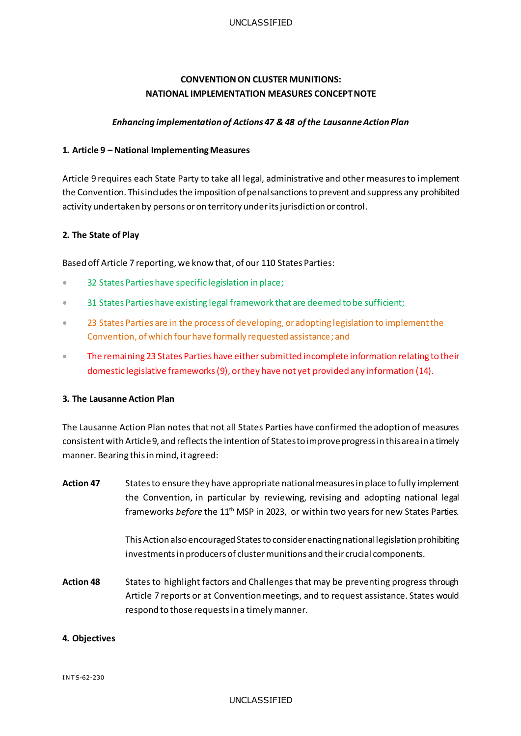# CONVENTION ON CLUSTER MUNITIONS: NATIONAL IMPLEMENTATION MEASURES CONCEPT NOTE

***Enhancing implementation of Actions 47 & 48 of the Lausanne Action Plan***

## 1. Article 9 – National Implementing Measures

Article 9 requires each State Party to take all legal, administrative and other measures to implement the Convention. This includes the imposition of penal sanctions to prevent and suppress any prohibited activity undertaken by persons or on territory under its jurisdiction or control.

## 2. The State of Play

Based off Article 7 reporting, we know that, of our 110 States Parties:

- 32 States Parties have specific legislation in place;
- 31 States Parties have existing legal framework that are deemed to be sufficient;
- 23 States Parties are in the process of developing, or adopting legislation to implement the Convention, of which four have formally requested assistance; and
- The remaining 23 States Parties have either submitted incomplete information relating to their domestic legislative frameworks (9), or they have not yet provided any information (14).

## 3. The Lausanne Action Plan

The Lausanne Action Plan notes that not all States Parties have confirmed the adoption of measures consistent with Article 9, and reflects the intention of States to improve progress in this area in a timely manner. Bearing this in mind, it agreed:

**Action 47** States to ensure they have appropriate national measures in place to fully implement the Convention, in particular by reviewing, revising and adopting national legal frameworks *before* the 11th MSP in 2023, or within two years for new States Parties.

This Action also encouraged States to consider enacting national legislation prohibiting investments in producers of cluster munitions and their crucial components.

**Action 48** States to highlight factors and Challenges that may be preventing progress through Article 7 reports or at Convention meetings, and to request assistance. States would respond to those requests in a timely manner.

## 4. Objectives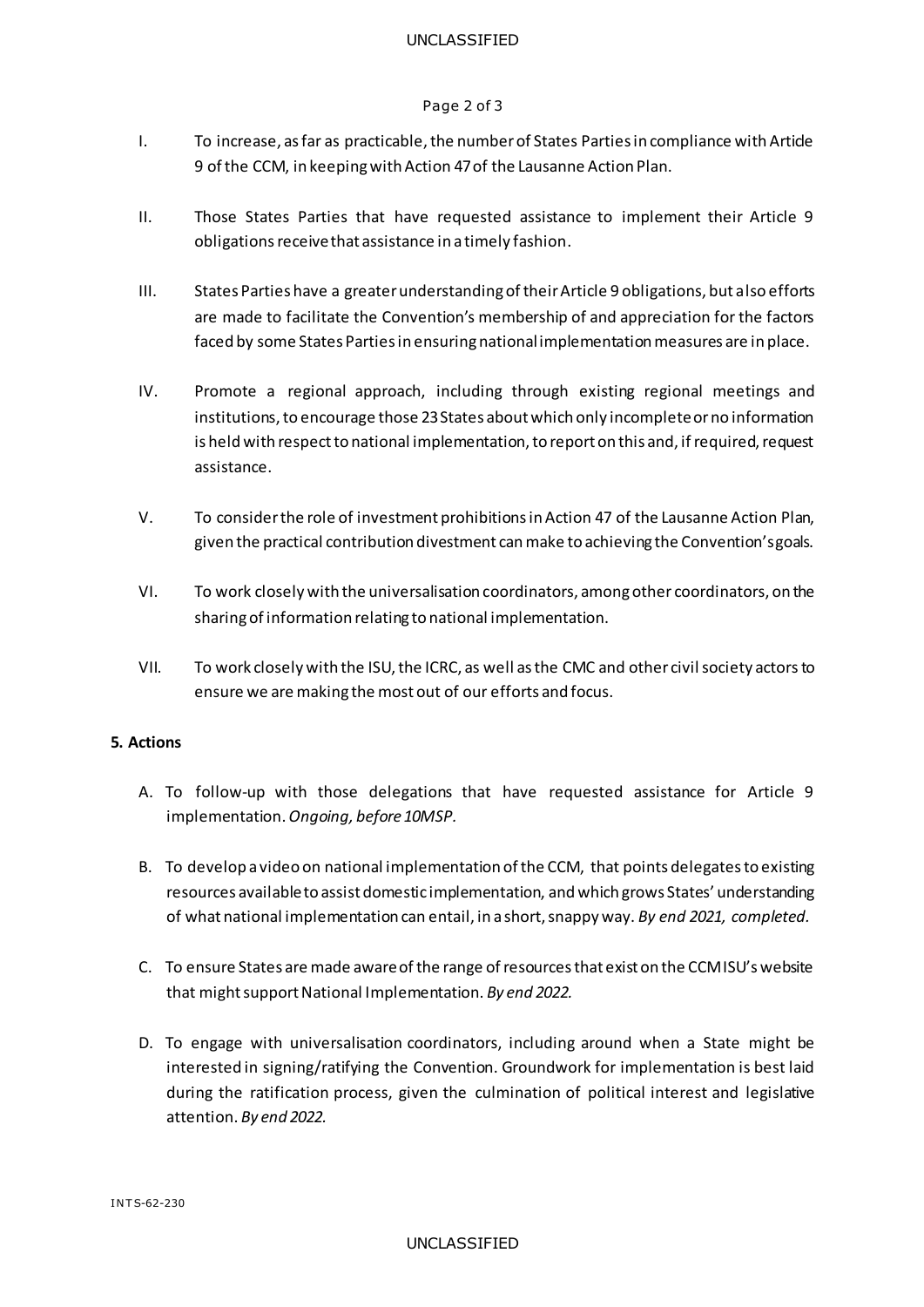I. To increase, as far as practicable, the number of States Parties in compliance with Article 9 of the CCM, in keeping with Action 47 of the Lausanne Action Plan.

II. Those States Parties that have requested assistance to implement their Article 9 obligations receive that assistance in a timely fashion.

III. States Parties have a greater understanding of their Article 9 obligations, but also efforts are made to facilitate the Convention's membership of and appreciation for the factors faced by some States Parties in ensuring national implementation measures are in place.

IV. Promote a regional approach, including through existing regional meetings and institutions, to encourage those 23 States about which only incomplete or no information is held with respect to national implementation, to report on this and, if required, request assistance.

V. To consider the role of investment prohibitions in Action 47 of the Lausanne Action Plan, given the practical contribution divestment can make to achieving the Convention's goals.

VI. To work closely with the universalisation coordinators, among other coordinators, on the sharing of information relating to national implementation.

VII. To work closely with the ISU, the ICRC, as well as the CMC and other civil society actors to ensure we are making the most out of our efforts and focus.

**5. Actions**

A. To follow-up with those delegations that have requested assistance for Article 9 implementation. *Ongoing, before 10MSP.*

B. To develop a video on national implementation of the CCM, that points delegates to existing resources available to assist domestic implementation, and which grows States' understanding of what national implementation can entail, in a short, snappy way. *By end 2021, completed.*

C. To ensure States are made aware of the range of resources that exist on the CCM ISU's website that might support National Implementation. *By end 2022.*

D. To engage with universalisation coordinators, including around when a State might be interested in signing/ratifying the Convention. Groundwork for implementation is best laid during the ratification process, given the culmination of political interest and legislative attention. *By end 2022.*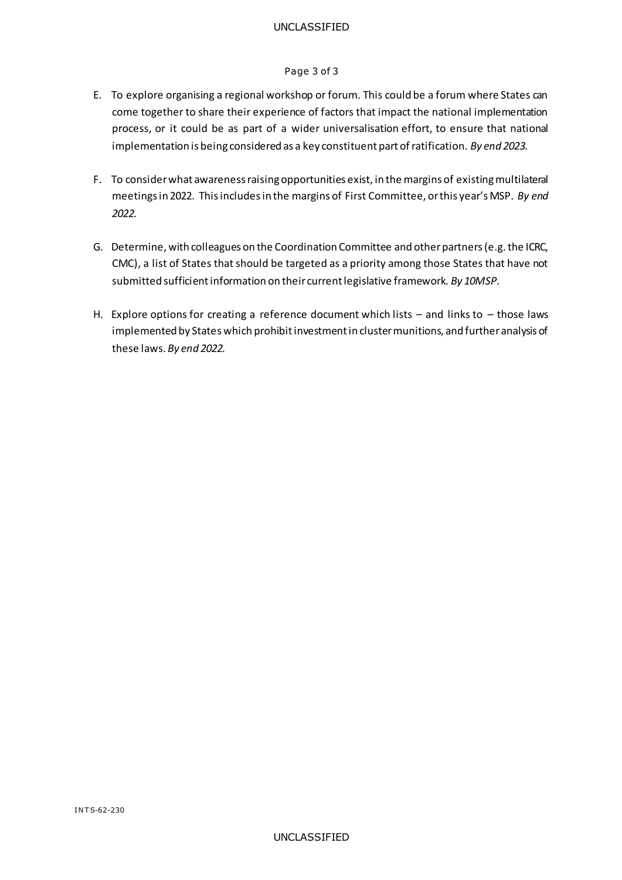E. To explore organising a regional workshop or forum. This could be a forum where States can come together to share their experience of factors that impact the national implementation process, or it could be as part of a wider universalisation effort, to ensure that national implementation is being considered as a key constituent part of ratification. *By end 2023.*

F. To consider what awareness raising opportunities exist, in the margins of existing multilateral meetings in 2022. This includes in the margins of First Committee, or this year's MSP. *By end 2022.*

G. Determine, with colleagues on the Coordination Committee and other partners (e.g. the ICRC, CMC), a list of States that should be targeted as a priority among those States that have not submitted sufficient information on their current legislative framework. *By 10MSP.*

H. Explore options for creating a reference document which lists – and links to – those laws implemented by States which prohibit investment in cluster munitions, and further analysis of these laws. *By end 2022.*

INTS-62-230